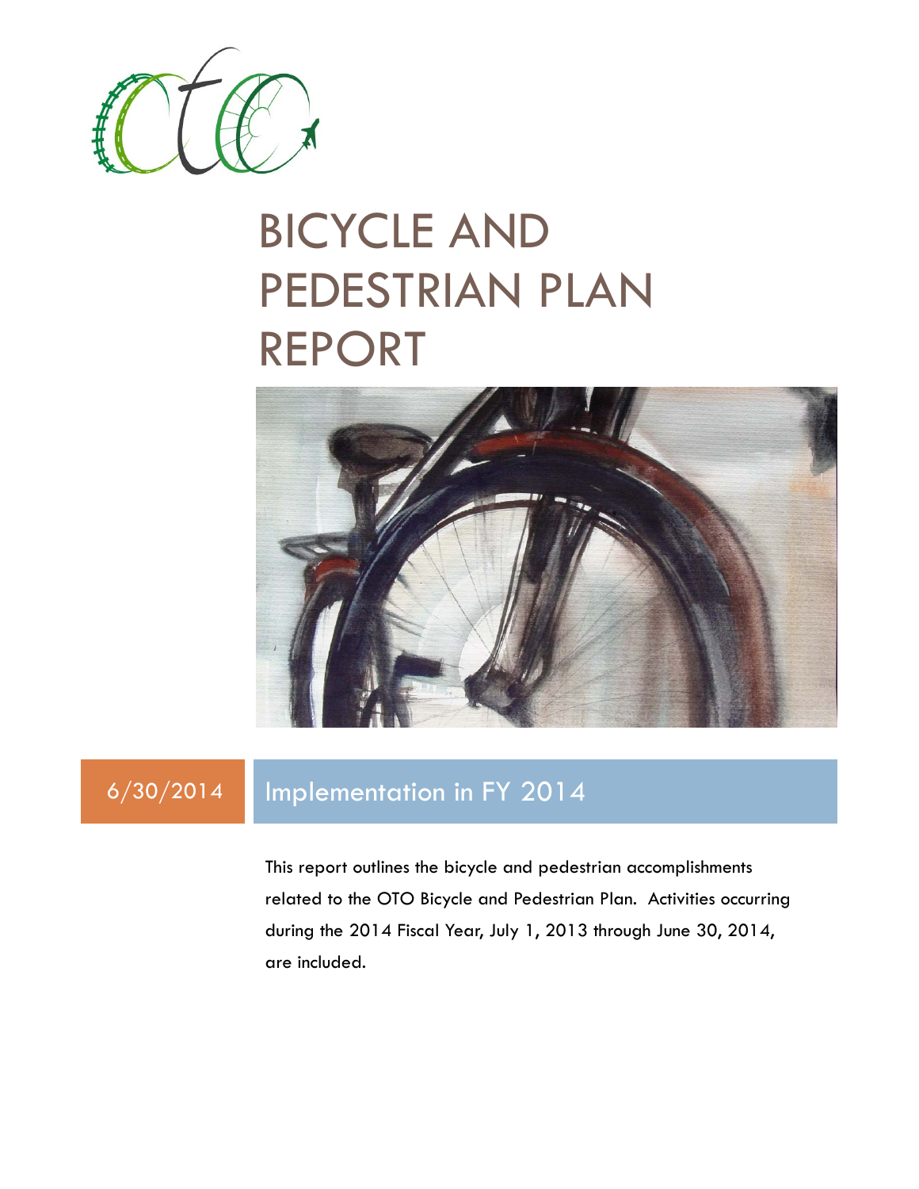# BICYCLE AND PEDESTRIAN PLAN REPORT

6/30/2014

## Implementation in FY 2014

This report outlines the bicycle and pedestrian accomplishments related to the OTO Bicycle and Pedestrian Plan. Activities occurring during the 2014 Fiscal Year, July 1, 2013 through June 30, 2014, are included.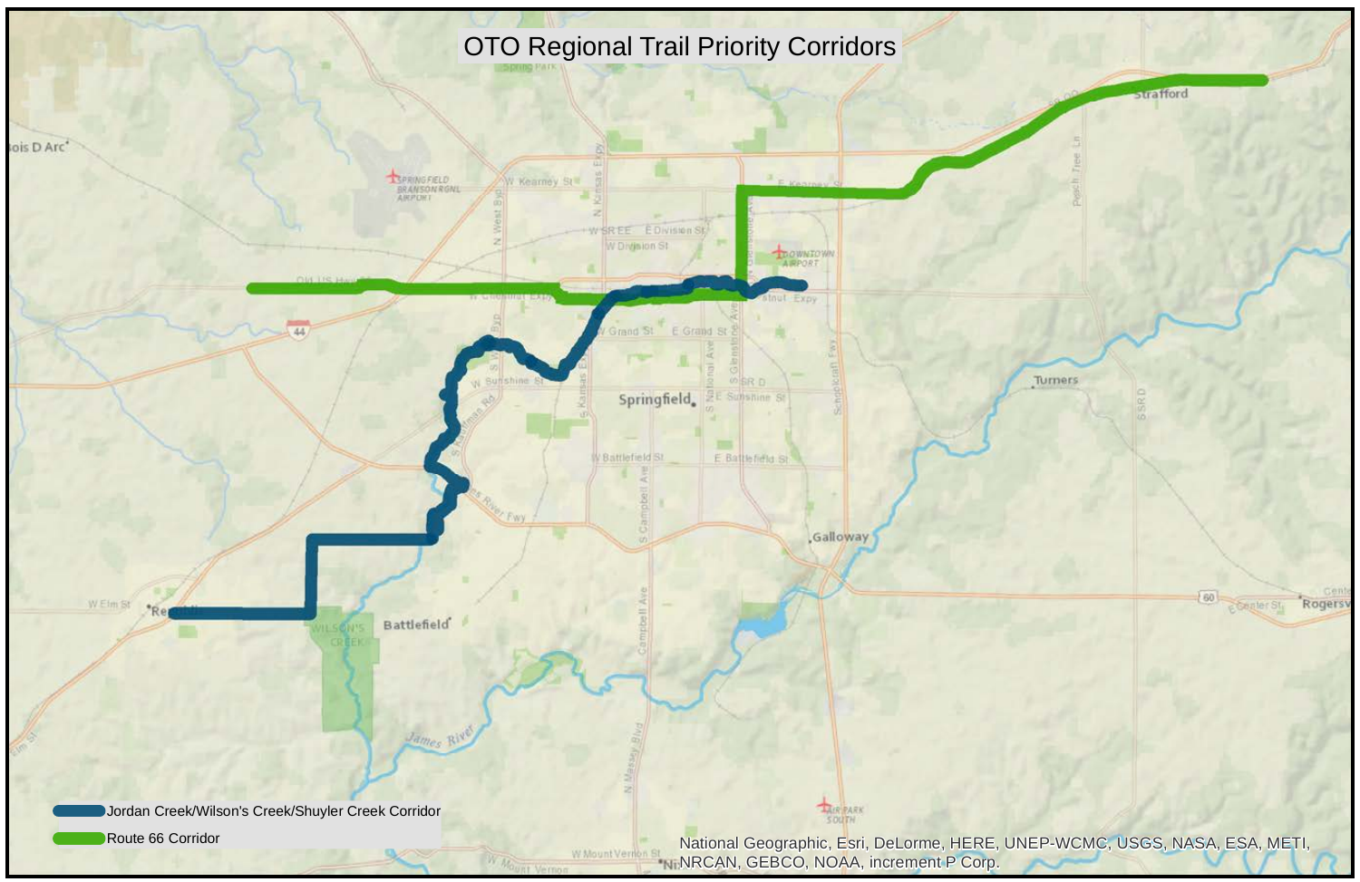# OTO Regional Trail Priority Corridors

- Jordan Creek/Wilson's Creek/Shuyler Creek Corridor
- Route 66 Corridor

National Geographic, Esri, DeLorme, HERE, UNEP-WCMC, USGS, NASA, ESA, METI, NRCAN, GEBCO, NOAA, increment P Corp.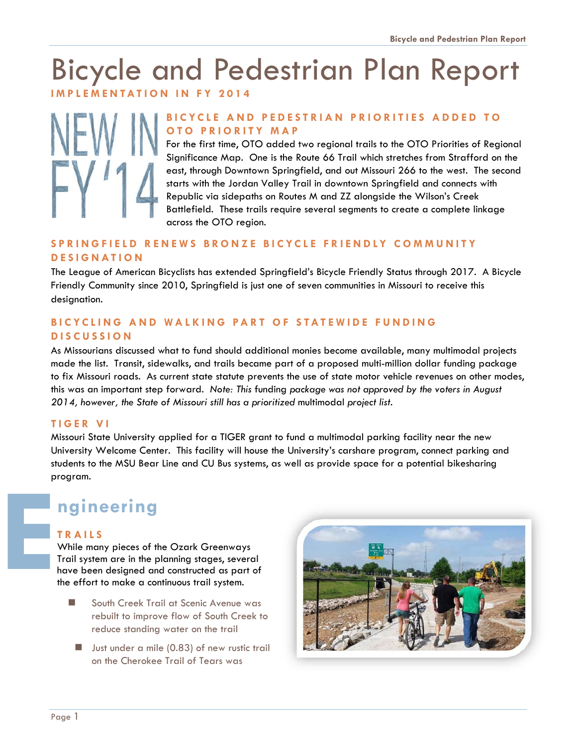# Bicycle and Pedestrian Plan Report

**IMPLEMENTATION IN FY 2014**

NEW IN FY'14

### BICYCLE AND PEDESTRIAN PRIORITIES ADDED TO OTO PRIORITY MAP

For the first time, OTO added two regional trails to the OTO Priorities of Regional Significance Map. One is the Route 66 Trail which stretches from Strafford on the east, through Downtown Springfield, and out Missouri 266 to the west. The second starts with the Jordan Valley Trail in downtown Springfield and connects with Republic via sidepaths on Routes M and ZZ alongside the Wilson's Creek Battlefield. These trails require several segments to create a complete linkage across the OTO region.

### SPRINGFIELD RENEWS BRONZE BICYCLE FRIENDLY COMMUNITY DESIGNATION

The League of American Bicyclists has extended Springfield's Bicycle Friendly Status through 2017. A Bicycle Friendly Community since 2010, Springfield is just one of seven communities in Missouri to receive this designation.

### BICYCLING AND WALKING PART OF STATEWIDE FUNDING DISCUSSION

As Missourians discussed what to fund should additional monies become available, many multimodal projects made the list. Transit, sidewalks, and trails became part of a proposed multi-million dollar funding package to fix Missouri roads. As current state statute prevents the use of state motor vehicle revenues on other modes, this was an important step forward. *Note: This funding package was not approved by the voters in August 2014, however, the State of Missouri still has a prioritized multimodal project list.*

### TIGER VI

Missouri State University applied for a TIGER grant to fund a multimodal parking facility near the new University Welcome Center. This facility will house the University's carshare program, connect parking and students to the MSU Bear Line and CU Bus systems, as well as provide space for a potential bikesharing program.

## Engineering

### TRAILS

While many pieces of the Ozark Greenways Trail system are in the planning stages, several have been designed and constructed as part of the effort to make a continuous trail system.

- South Creek Trail at Scenic Avenue was rebuilt to improve flow of South Creek to reduce standing water on the trail
- Just under a mile (0.83) of new rustic trail on the Cherokee Trail of Tears was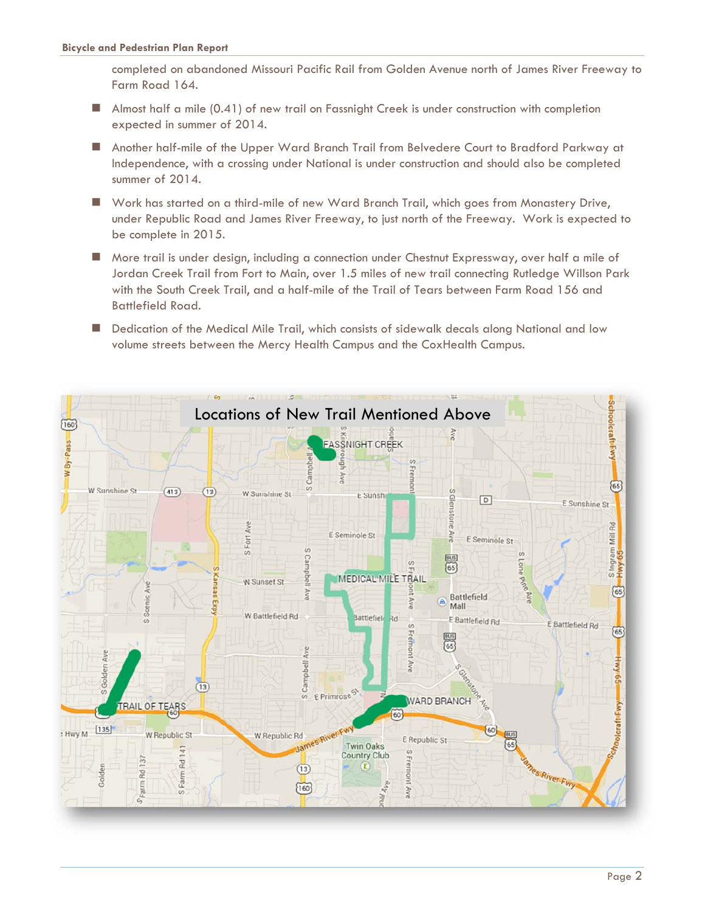completed on abandoned Missouri Pacific Rail from Golden Avenue north of James River Freeway to Farm Road 164.

- Almost half a mile (0.41) of new trail on Fassnight Creek is under construction with completion expected in summer of 2014.
- Another half-mile of the Upper Ward Branch Trail from Belvedere Court to Bradford Parkway at Independence, with a crossing under National is under construction and should also be completed summer of 2014.
- Work has started on a third-mile of new Ward Branch Trail, which goes from Monastery Drive, under Republic Road and James River Freeway, to just north of the Freeway. Work is expected to be complete in 2015.
- More trail is under design, including a connection under Chestnut Expressway, over half a mile of Jordan Creek Trail from Fort to Main, over 1.5 miles of new trail connecting Rutledge Willson Park with the South Creek Trail, and a half-mile of the Trail of Tears between Farm Road 156 and Battlefield Road.
- Dedication of the Medical Mile Trail, which consists of sidewalk decals along National and low volume streets between the Mercy Health Campus and the CoxHealth Campus.

Locations of New Trail Mentioned Above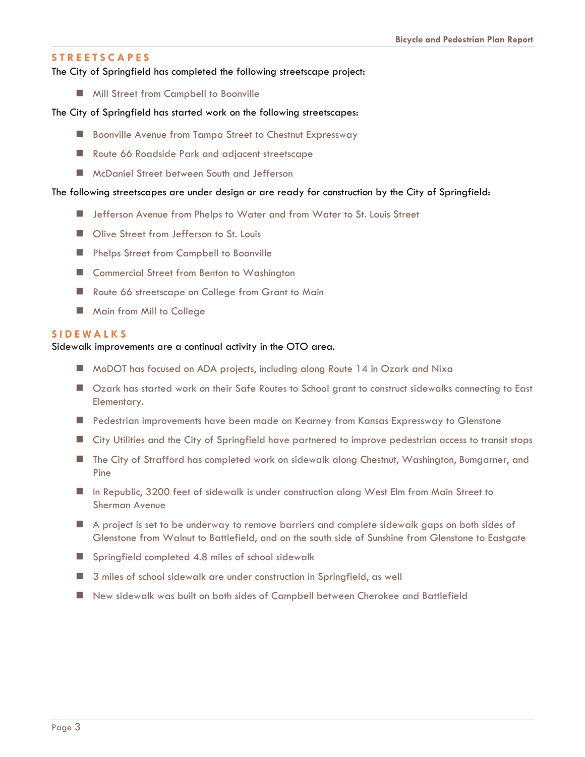## STREETSCAPES

The City of Springfield has completed the following streetscape project:

- Mill Street from Campbell to Boonville

The City of Springfield has started work on the following streetscapes:

- Boonville Avenue from Tampa Street to Chestnut Expressway
- Route 66 Roadside Park and adjacent streetscape
- McDaniel Street between South and Jefferson

The following streetscapes are under design or are ready for construction by the City of Springfield:

- Jefferson Avenue from Phelps to Water and from Water to St. Louis Street
- Olive Street from Jefferson to St. Louis
- Phelps Street from Campbell to Boonville
- Commercial Street from Benton to Washington
- Route 66 streetscape on College from Grant to Main
- Main from Mill to College

## SIDEWALKS

Sidewalk improvements are a continual activity in the OTO area.

- MoDOT has focused on ADA projects, including along Route 14 in Ozark and Nixa
- Ozark has started work on their Safe Routes to School grant to construct sidewalks connecting to East Elementary.
- Pedestrian improvements have been made on Kearney from Kansas Expressway to Glenstone
- City Utilities and the City of Springfield have partnered to improve pedestrian access to transit stops
- The City of Strafford has completed work on sidewalk along Chestnut, Washington, Bumgarner, and Pine
- In Republic, 3200 feet of sidewalk is under construction along West Elm from Main Street to Sherman Avenue
- A project is set to be underway to remove barriers and complete sidewalk gaps on both sides of Glenstone from Walnut to Battlefield, and on the south side of Sunshine from Glenstone to Eastgate
- Springfield completed 4.8 miles of school sidewalk
- 3 miles of school sidewalk are under construction in Springfield, as well
- New sidewalk was built on both sides of Campbell between Cherokee and Battlefield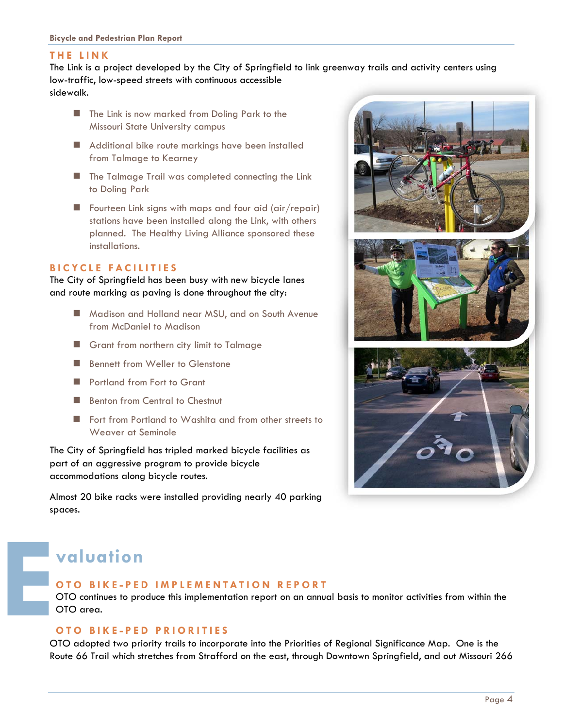## THE LINK

The Link is a project developed by the City of Springfield to link greenway trails and activity centers using low-traffic, low-speed streets with continuous accessible sidewalk.

- The Link is now marked from Doling Park to the Missouri State University campus
- Additional bike route markings have been installed from Talmage to Kearney
- The Talmage Trail was completed connecting the Link to Doling Park
- Fourteen Link signs with maps and four aid (air/repair) stations have been installed along the Link, with others planned. The Healthy Living Alliance sponsored these installations.

## BICYCLE FACILITIES

The City of Springfield has been busy with new bicycle lanes and route marking as paving is done throughout the city:

- Madison and Holland near MSU, and on South Avenue from McDaniel to Madison
- Grant from northern city limit to Talmage
- Bennett from Weller to Glenstone
- Portland from Fort to Grant
- Benton from Central to Chestnut
- Fort from Portland to Washita and from other streets to Weaver at Seminole

The City of Springfield has tripled marked bicycle facilities as part of an aggressive program to provide bicycle accommodations along bicycle routes.

Almost 20 bike racks were installed providing nearly 40 parking spaces.

# Evaluation

## OTO BIKE-PED IMPLEMENTATION REPORT

OTO continues to produce this implementation report on an annual basis to monitor activities from within the OTO area.

## OTO BIKE-PED PRIORITIES

OTO adopted two priority trails to incorporate into the Priorities of Regional Significance Map. One is the Route 66 Trail which stretches from Strafford on the east, through Downtown Springfield, and out Missouri 266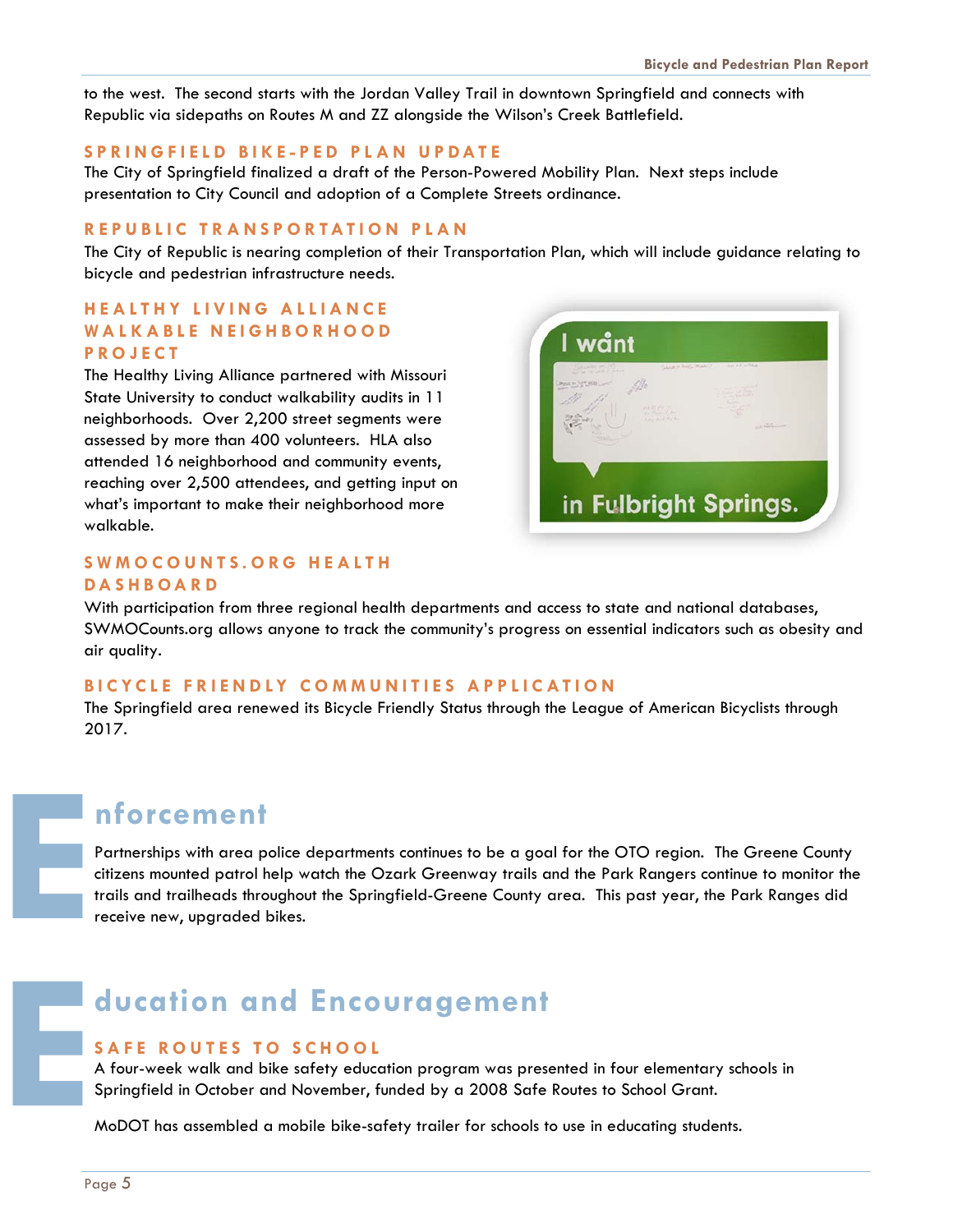to the west. The second starts with the Jordan Valley Trail in downtown Springfield and connects with Republic via sidepaths on Routes M and ZZ alongside the Wilson's Creek Battlefield.

### SPRINGFIELD BIKE-PED PLAN UPDATE

The City of Springfield finalized a draft of the Person-Powered Mobility Plan. Next steps include presentation to City Council and adoption of a Complete Streets ordinance.

### REPUBLIC TRANSPORTATION PLAN

The City of Republic is nearing completion of their Transportation Plan, which will include guidance relating to bicycle and pedestrian infrastructure needs.

### HEALTHY LIVING ALLIANCE WALKABLE NEIGHBORHOOD PROJECT

The Healthy Living Alliance partnered with Missouri State University to conduct walkability audits in 11 neighborhoods. Over 2,200 street segments were assessed by more than 400 volunteers. HLA also attended 16 neighborhood and community events, reaching over 2,500 attendees, and getting input on what's important to make their neighborhood more walkable.

### SWMOCOUNTS.ORG HEALTH DASHBOARD

With participation from three regional health departments and access to state and national databases, SWMOCounts.org allows anyone to track the community's progress on essential indicators such as obesity and air quality.

### BICYCLE FRIENDLY COMMUNITIES APPLICATION

The Springfield area renewed its Bicycle Friendly Status through the League of American Bicyclists through 2017.

## Enforcement

Partnerships with area police departments continues to be a goal for the OTO region. The Greene County citizens mounted patrol help watch the Ozark Greenway trails and the Park Rangers continue to monitor the trails and trailheads throughout the Springfield-Greene County area. This past year, the Park Ranges did receive new, upgraded bikes.

## Education and Encouragement

### SAFE ROUTES TO SCHOOL

A four-week walk and bike safety education program was presented in four elementary schools in Springfield in October and November, funded by a 2008 Safe Routes to School Grant.

MoDOT has assembled a mobile bike-safety trailer for schools to use in educating students.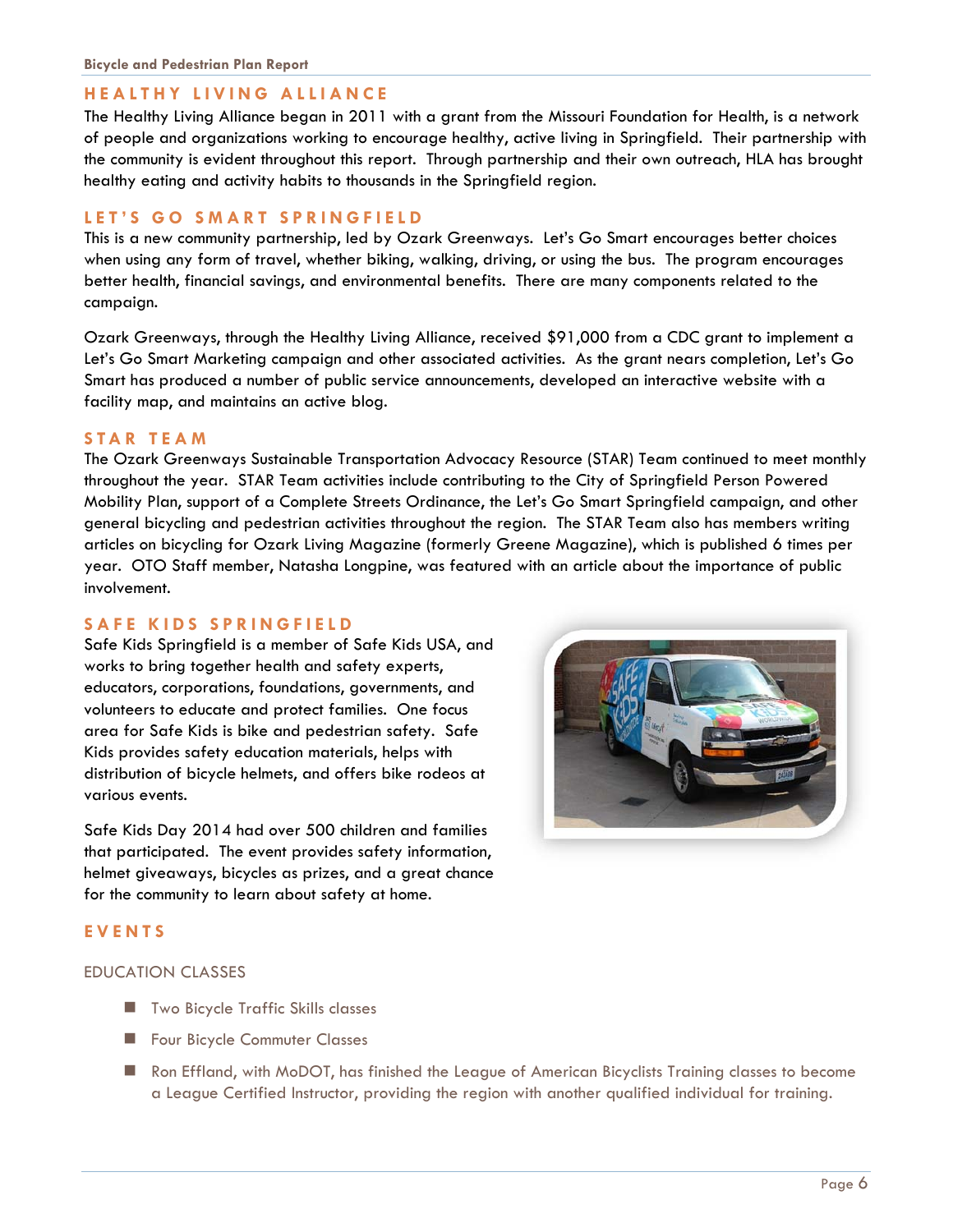## HEALTHY LIVING ALLIANCE

The Healthy Living Alliance began in 2011 with a grant from the Missouri Foundation for Health, is a network of people and organizations working to encourage healthy, active living in Springfield. Their partnership with the community is evident throughout this report. Through partnership and their own outreach, HLA has brought healthy eating and activity habits to thousands in the Springfield region.

## LET'S GO SMART SPRINGFIELD

This is a new community partnership, led by Ozark Greenways. Let's Go Smart encourages better choices when using any form of travel, whether biking, walking, driving, or using the bus. The program encourages better health, financial savings, and environmental benefits. There are many components related to the campaign.

Ozark Greenways, through the Healthy Living Alliance, received $91,000 from a CDC grant to implement a Let's Go Smart Marketing campaign and other associated activities. As the grant nears completion, Let's Go Smart has produced a number of public service announcements, developed an interactive website with a facility map, and maintains an active blog.

## STAR TEAM

The Ozark Greenways Sustainable Transportation Advocacy Resource (STAR) Team continued to meet monthly throughout the year. STAR Team activities include contributing to the City of Springfield Person Powered Mobility Plan, support of a Complete Streets Ordinance, the Let's Go Smart Springfield campaign, and other general bicycling and pedestrian activities throughout the region. The STAR Team also has members writing articles on bicycling for Ozark Living Magazine (formerly Greene Magazine), which is published 6 times per year. OTO Staff member, Natasha Longpine, was featured with an article about the importance of public involvement.

## SAFE KIDS SPRINGFIELD

Safe Kids Springfield is a member of Safe Kids USA, and works to bring together health and safety experts, educators, corporations, foundations, governments, and volunteers to educate and protect families. One focus area for Safe Kids is bike and pedestrian safety. Safe Kids provides safety education materials, helps with distribution of bicycle helmets, and offers bike rodeos at various events.

Safe Kids Day 2014 had over 500 children and families that participated. The event provides safety information, helmet giveaways, bicycles as prizes, and a great chance for the community to learn about safety at home.

## EVENTS

### EDUCATION CLASSES

- Two Bicycle Traffic Skills classes
- Four Bicycle Commuter Classes
- Ron Effland, with MoDOT, has finished the League of American Bicyclists Training classes to become a League Certified Instructor, providing the region with another qualified individual for training.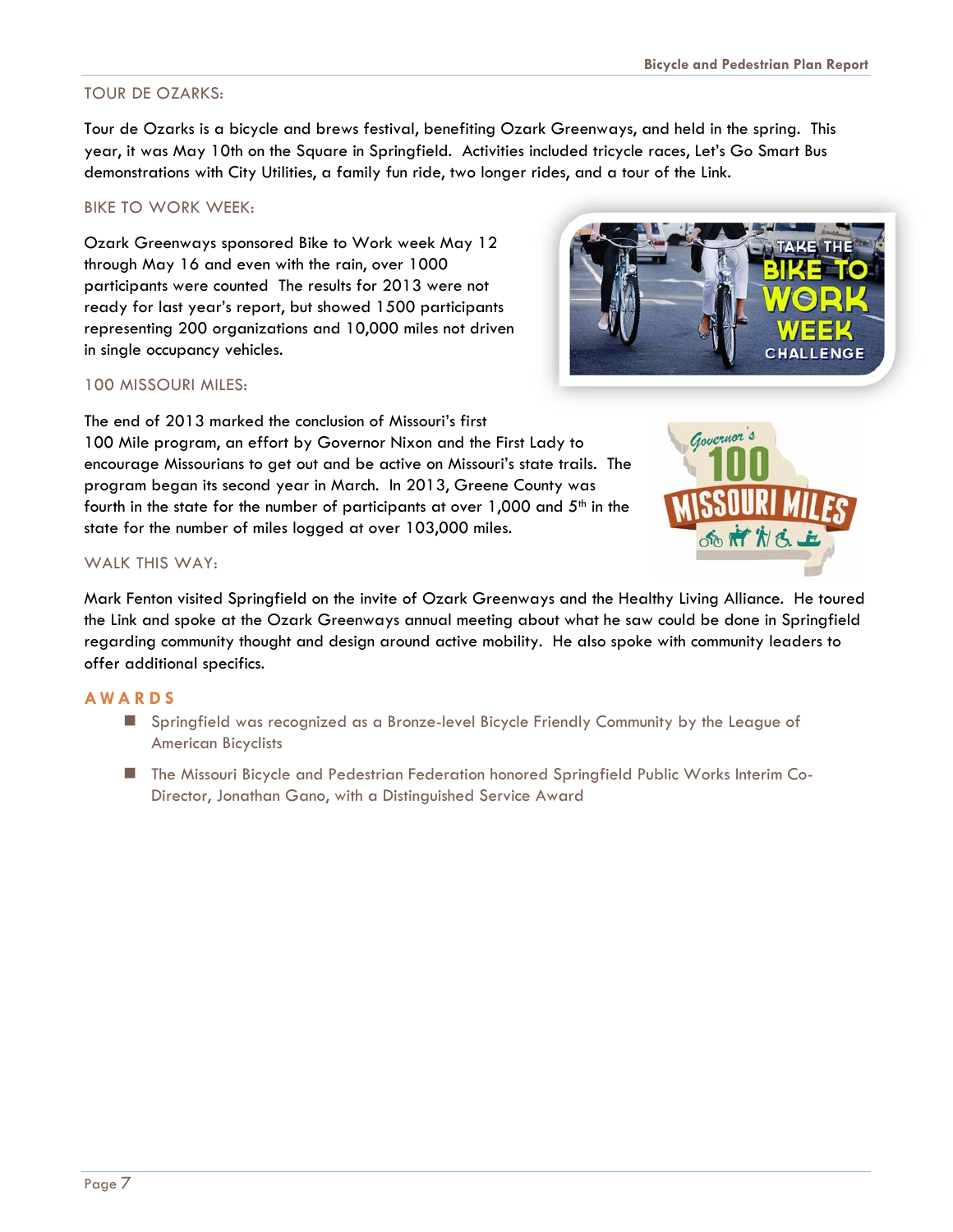## TOUR DE OZARKS:

Tour de Ozarks is a bicycle and brews festival, benefiting Ozark Greenways, and held in the spring. This year, it was May 10th on the Square in Springfield. Activities included tricycle races, Let's Go Smart Bus demonstrations with City Utilities, a family fun ride, two longer rides, and a tour of the Link.

## BIKE TO WORK WEEK:

Ozark Greenways sponsored Bike to Work week May 12 through May 16 and even with the rain, over 1000 participants were counted The results for 2013 were not ready for last year's report, but showed 1500 participants representing 200 organizations and 10,000 miles not driven in single occupancy vehicles.

## 100 MISSOURI MILES:

The end of 2013 marked the conclusion of Missouri's first 100 Mile program, an effort by Governor Nixon and the First Lady to encourage Missourians to get out and be active on Missouri's state trails. The program began its second year in March. In 2013, Greene County was fourth in the state for the number of participants at over 1,000 and 5th in the state for the number of miles logged at over 103,000 miles.

## WALK THIS WAY:

Mark Fenton visited Springfield on the invite of Ozark Greenways and the Healthy Living Alliance. He toured the Link and spoke at the Ozark Greenways annual meeting about what he saw could be done in Springfield regarding community thought and design around active mobility. He also spoke with community leaders to offer additional specifics.

## AWARDS

- Springfield was recognized as a Bronze-level Bicycle Friendly Community by the League of American Bicyclists
- The Missouri Bicycle and Pedestrian Federation honored Springfield Public Works Interim Co-Director, Jonathan Gano, with a Distinguished Service Award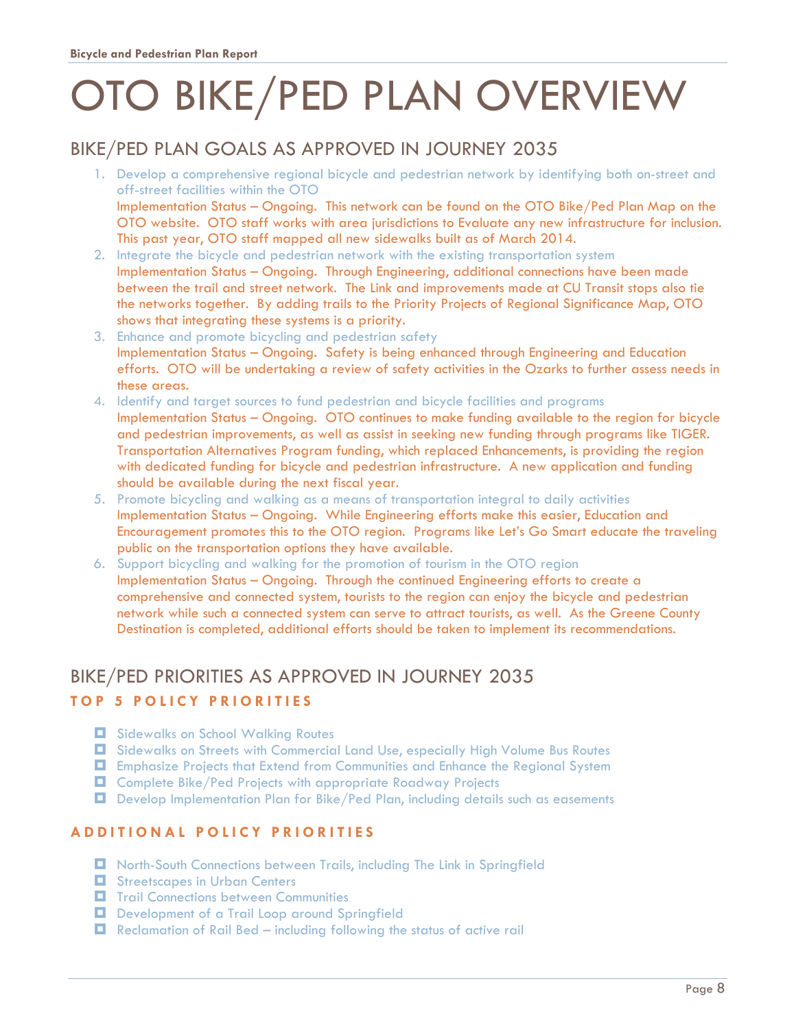# OTO BIKE/PED PLAN OVERVIEW

## BIKE/PED PLAN GOALS AS APPROVED IN JOURNEY 2035

1. Develop a comprehensive regional bicycle and pedestrian network by identifying both on-street and off-street facilities within the OTO
   Implementation Status – Ongoing. This network can be found on the OTO Bike/Ped Plan Map on the OTO website. OTO staff works with area jurisdictions to Evaluate any new infrastructure for inclusion. This past year, OTO staff mapped all new sidewalks built as of March 2014.
2. Integrate the bicycle and pedestrian network with the existing transportation system
   Implementation Status – Ongoing. Through Engineering, additional connections have been made between the trail and street network. The Link and improvements made at CU Transit stops also tie the networks together. By adding trails to the Priority Projects of Regional Significance Map, OTO shows that integrating these systems is a priority.
3. Enhance and promote bicycling and pedestrian safety
   Implementation Status – Ongoing. Safety is being enhanced through Engineering and Education efforts. OTO will be undertaking a review of safety activities in the Ozarks to further assess needs in these areas.
4. Identify and target sources to fund pedestrian and bicycle facilities and programs
   Implementation Status – Ongoing. OTO continues to make funding available to the region for bicycle and pedestrian improvements, as well as assist in seeking new funding through programs like TIGER. Transportation Alternatives Program funding, which replaced Enhancements, is providing the region with dedicated funding for bicycle and pedestrian infrastructure. A new application and funding should be available during the next fiscal year.
5. Promote bicycling and walking as a means of transportation integral to daily activities
   Implementation Status – Ongoing. While Engineering efforts make this easier, Education and Encouragement promotes this to the OTO region. Programs like Let's Go Smart educate the traveling public on the transportation options they have available.
6. Support bicycling and walking for the promotion of tourism in the OTO region
   Implementation Status – Ongoing. Through the continued Engineering efforts to create a comprehensive and connected system, tourists to the region can enjoy the bicycle and pedestrian network while such a connected system can serve to attract tourists, as well. As the Greene County Destination is completed, additional efforts should be taken to implement its recommendations.

## BIKE/PED PRIORITIES AS APPROVED IN JOURNEY 2035

### TOP 5 POLICY PRIORITIES

- Sidewalks on School Walking Routes
- Sidewalks on Streets with Commercial Land Use, especially High Volume Bus Routes
- Emphasize Projects that Extend from Communities and Enhance the Regional System
- Complete Bike/Ped Projects with appropriate Roadway Projects
- Develop Implementation Plan for Bike/Ped Plan, including details such as easements

### ADDITIONAL POLICY PRIORITIES

- North-South Connections between Trails, including The Link in Springfield
- Streetscapes in Urban Centers
- Trail Connections between Communities
- Development of a Trail Loop around Springfield
- Reclamation of Rail Bed – including following the status of active rail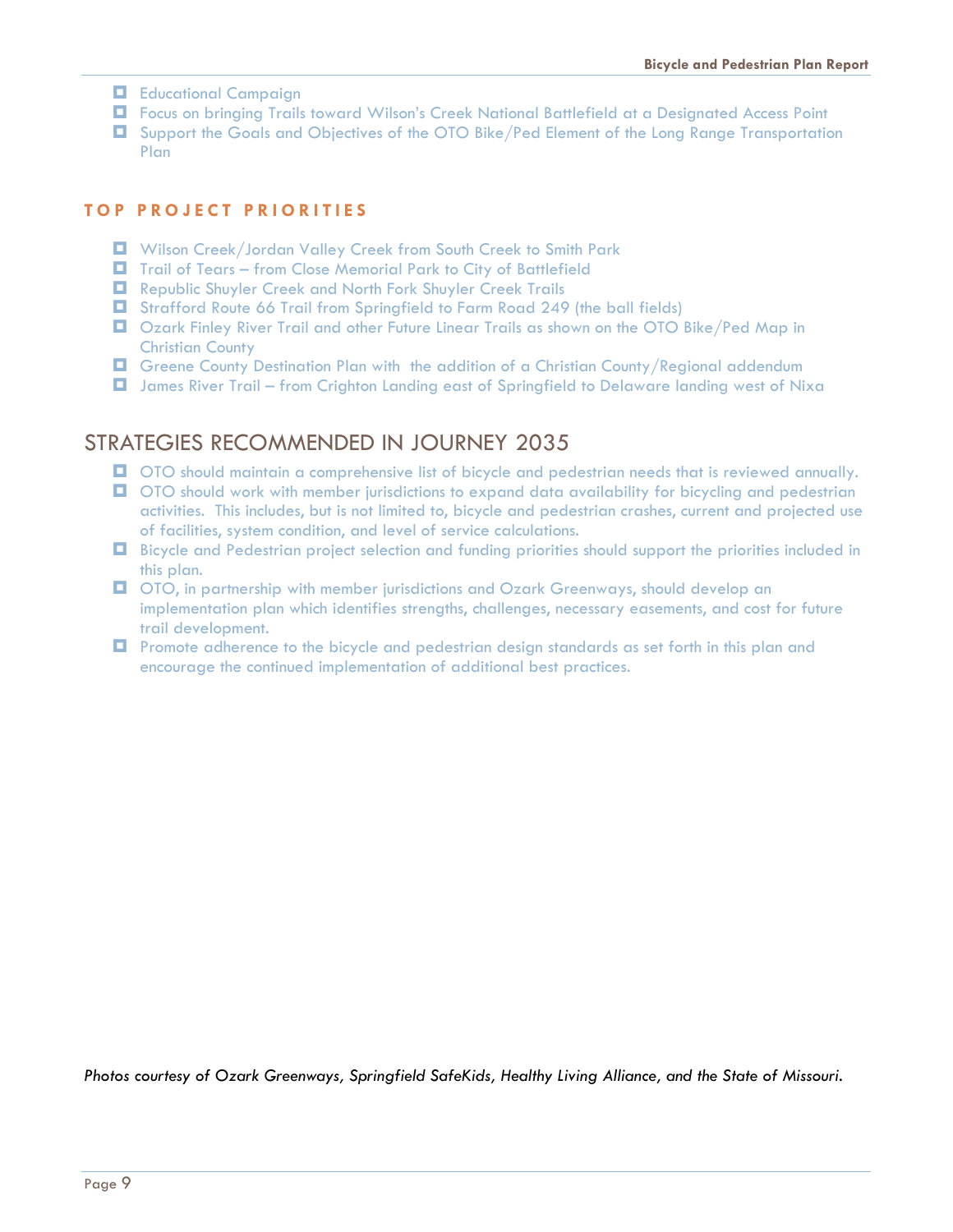- Educational Campaign
- Focus on bringing Trails toward Wilson's Creek National Battlefield at a Designated Access Point
- Support the Goals and Objectives of the OTO Bike/Ped Element of the Long Range Transportation Plan

### TOP PROJECT PRIORITIES

- Wilson Creek/Jordan Valley Creek from South Creek to Smith Park
- Trail of Tears – from Close Memorial Park to City of Battlefield
- Republic Shuyler Creek and North Fork Shuyler Creek Trails
- Strafford Route 66 Trail from Springfield to Farm Road 249 (the ball fields)
- Ozark Finley River Trail and other Future Linear Trails as shown on the OTO Bike/Ped Map in Christian County
- Greene County Destination Plan with the addition of a Christian County/Regional addendum
- James River Trail – from Crighton Landing east of Springfield to Delaware landing west of Nixa

## STRATEGIES RECOMMENDED IN JOURNEY 2035

- OTO should maintain a comprehensive list of bicycle and pedestrian needs that is reviewed annually.
- OTO should work with member jurisdictions to expand data availability for bicycling and pedestrian activities. This includes, but is not limited to, bicycle and pedestrian crashes, current and projected use of facilities, system condition, and level of service calculations.
- Bicycle and Pedestrian project selection and funding priorities should support the priorities included in this plan.
- OTO, in partnership with member jurisdictions and Ozark Greenways, should develop an implementation plan which identifies strengths, challenges, necessary easements, and cost for future trail development.
- Promote adherence to the bicycle and pedestrian design standards as set forth in this plan and encourage the continued implementation of additional best practices.

*Photos courtesy of Ozark Greenways, Springfield SafeKids, Healthy Living Alliance, and the State of Missouri.*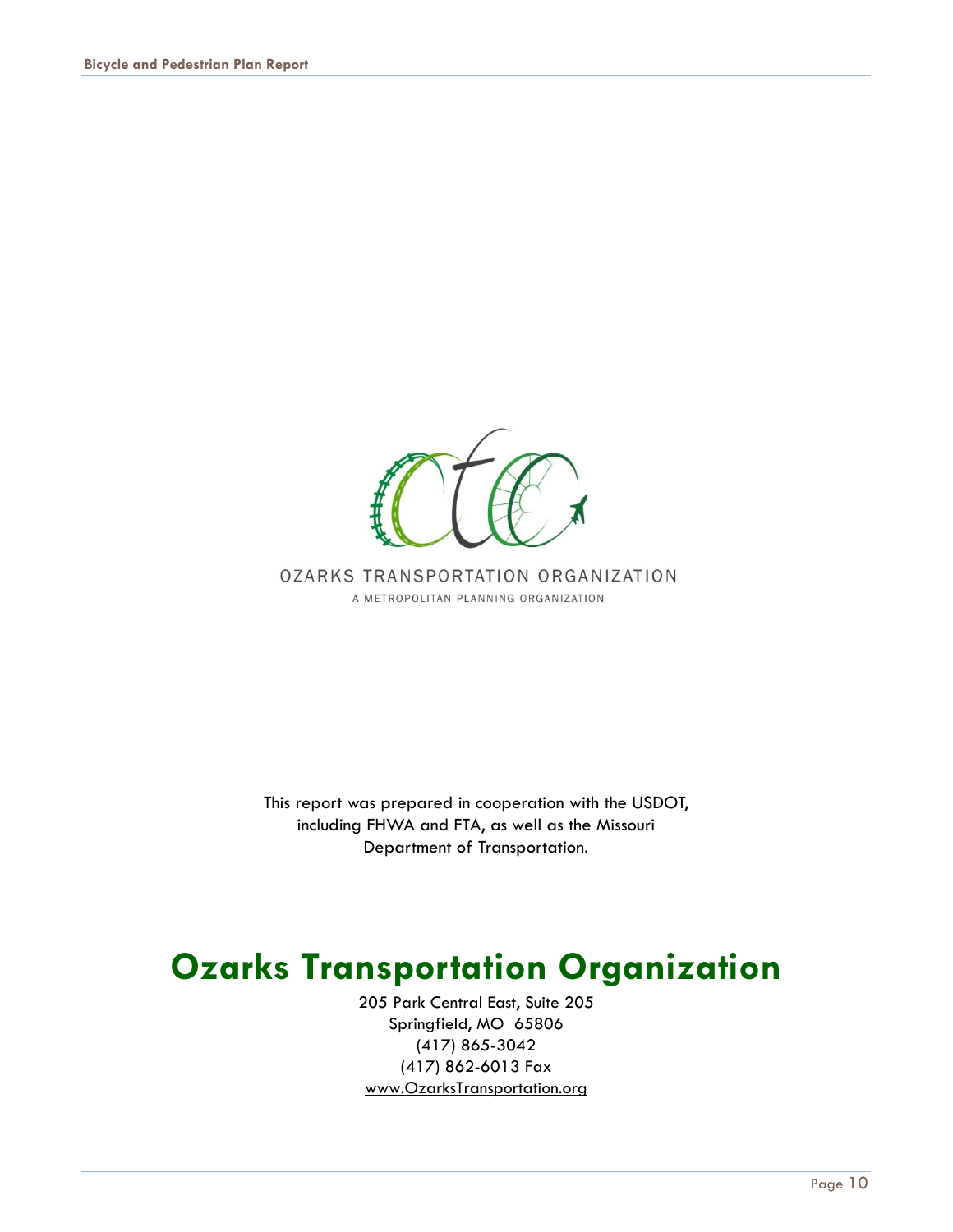OZARKS TRANSPORTATION ORGANIZATION

A METROPOLITAN PLANNING ORGANIZATION

This report was prepared in cooperation with the USDOT, including FHWA and FTA, as well as the Missouri Department of Transportation.

# Ozarks Transportation Organization

205 Park Central East, Suite 205
Springfield, MO 65806
(417) 865-3042
(417) 862-6013 Fax
www.OzarksTransportation.org